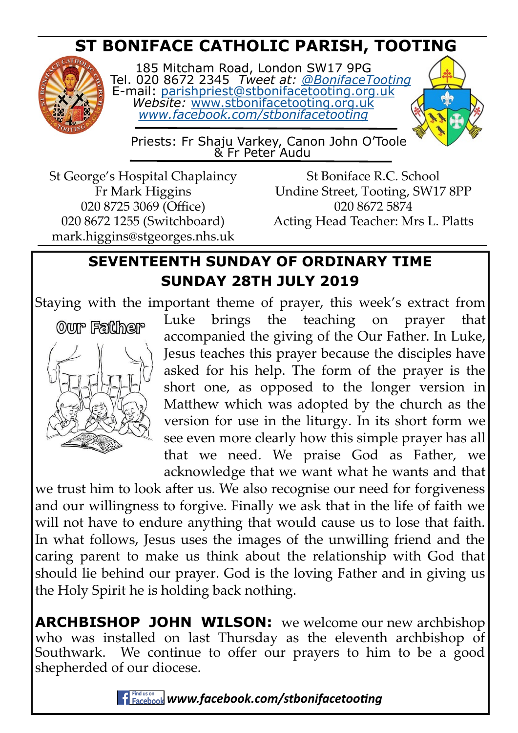# ST BONIFACE CATHOLIC PARISH, TOOTING

185 Mitcham Road, London SW17 9PG
Tel. 020 8672 2345 *Tweet at: @BonifaceTooting*
E-mail: parishpriest@stbonifacetooting.org.uk
*Website:* www.stbonifacetooting.org.uk
*www.facebook.com/stbonifacetooting*

Priests: Fr Shaju Varkey, Canon John O'Toole & Fr Peter Audu

St George's Hospital Chaplaincy
Fr Mark Higgins
020 8725 3069 (Office)
020 8672 1255 (Switchboard)
mark.higgins@stgeorges.nhs.uk

St Boniface R.C. School
Undine Street, Tooting, SW17 8PP
020 8672 5874
Acting Head Teacher: Mrs L. Platts

## SEVENTEENTH SUNDAY OF ORDINARY TIME
## SUNDAY 28TH JULY 2019

Staying with the important theme of prayer, this week's extract from Luke brings the teaching on prayer that accompanied the giving of the Our Father. In Luke, Jesus teaches this prayer because the disciples have asked for his help. The form of the prayer is the short one, as opposed to the longer version in Matthew which was adopted by the church as the version for use in the liturgy. In its short form we see even more clearly how this simple prayer has all that we need. We praise God as Father, we acknowledge that we want what he wants and that we trust him to look after us. We also recognise our need for forgiveness and our willingness to forgive. Finally we ask that in the life of faith we will not have to endure anything that would cause us to lose that faith. In what follows, Jesus uses the images of the unwilling friend and the caring parent to make us think about the relationship with God that should lie behind our prayer. God is the loving Father and in giving us the Holy Spirit he is holding back nothing.

**ARCHBISHOP JOHN WILSON:** we welcome our new archbishop who was installed on last Thursday as the eleventh archbishop of Southwark. We continue to offer our prayers to him to be a good shepherded of our diocese.

***www.facebook.com/stbonifacetooting***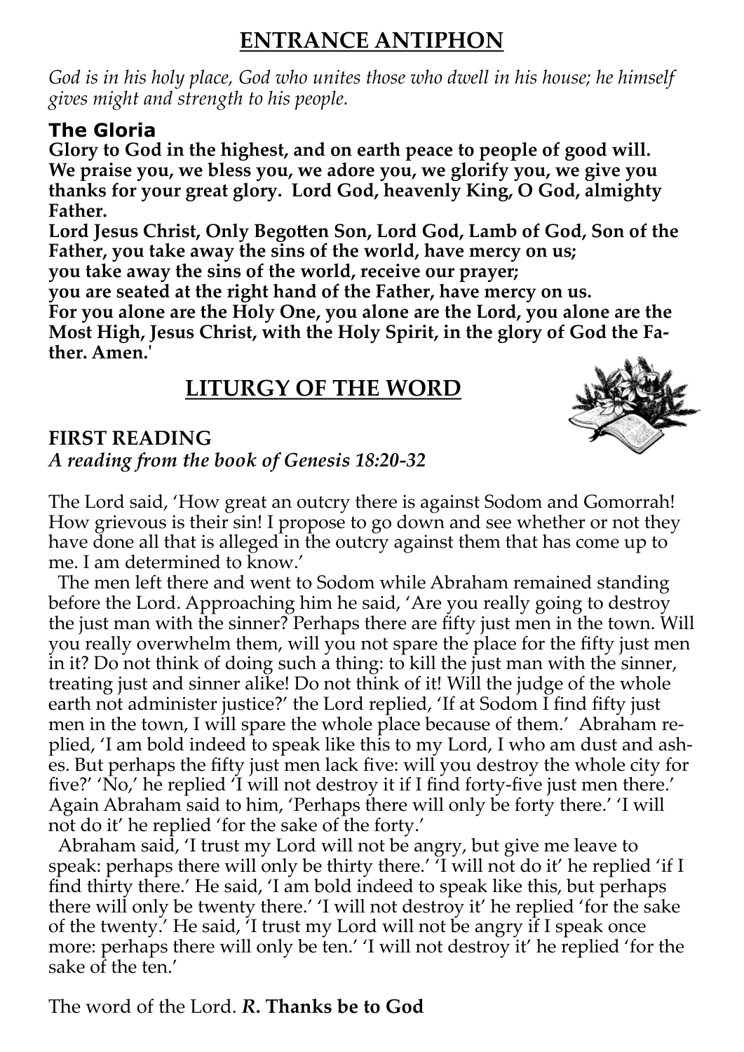## ENTRANCE ANTIPHON

*God is in his holy place, God who unites those who dwell in his house; he himself gives might and strength to his people.*

### The Gloria

**Glory to God in the highest, and on earth peace to people of good will. We praise you, we bless you, we adore you, we glorify you, we give you thanks for your great glory. Lord God, heavenly King, O God, almighty Father.**
**Lord Jesus Christ, Only Begotten Son, Lord God, Lamb of God, Son of the Father, you take away the sins of the world, have mercy on us;**
**you take away the sins of the world, receive our prayer;**
**you are seated at the right hand of the Father, have mercy on us.**
**For you alone are the Holy One, you alone are the Lord, you alone are the Most High, Jesus Christ, with the Holy Spirit, in the glory of God the Father. Amen.'**

## LITURGY OF THE WORD

**FIRST READING**
***A reading from the book of Genesis 18:20-32***

The Lord said, 'How great an outcry there is against Sodom and Gomorrah! How grievous is their sin! I propose to go down and see whether or not they have done all that is alleged in the outcry against them that has come up to me. I am determined to know.'

The men left there and went to Sodom while Abraham remained standing before the Lord. Approaching him he said, 'Are you really going to destroy the just man with the sinner? Perhaps there are fifty just men in the town. Will you really overwhelm them, will you not spare the place for the fifty just men in it? Do not think of doing such a thing: to kill the just man with the sinner, treating just and sinner alike! Do not think of it! Will the judge of the whole earth not administer justice?' the Lord replied, 'If at Sodom I find fifty just men in the town, I will spare the whole place because of them.' Abraham replied, 'I am bold indeed to speak like this to my Lord, I who am dust and ashes. But perhaps the fifty just men lack five: will you destroy the whole city for five?' 'No,' he replied 'I will not destroy it if I find forty-five just men there.' Again Abraham said to him, 'Perhaps there will only be forty there.' 'I will not do it' he replied 'for the sake of the forty.'

Abraham said, 'I trust my Lord will not be angry, but give me leave to speak: perhaps there will only be thirty there.' 'I will not do it' he replied 'if I find thirty there.' He said, 'I am bold indeed to speak like this, but perhaps there will only be twenty there.' 'I will not destroy it' he replied 'for the sake of the twenty.' He said, 'I trust my Lord will not be angry if I speak once more: perhaps there will only be ten.' 'I will not destroy it' he replied 'for the sake of the ten.'

The word of the Lord. ***R*. Thanks be to God**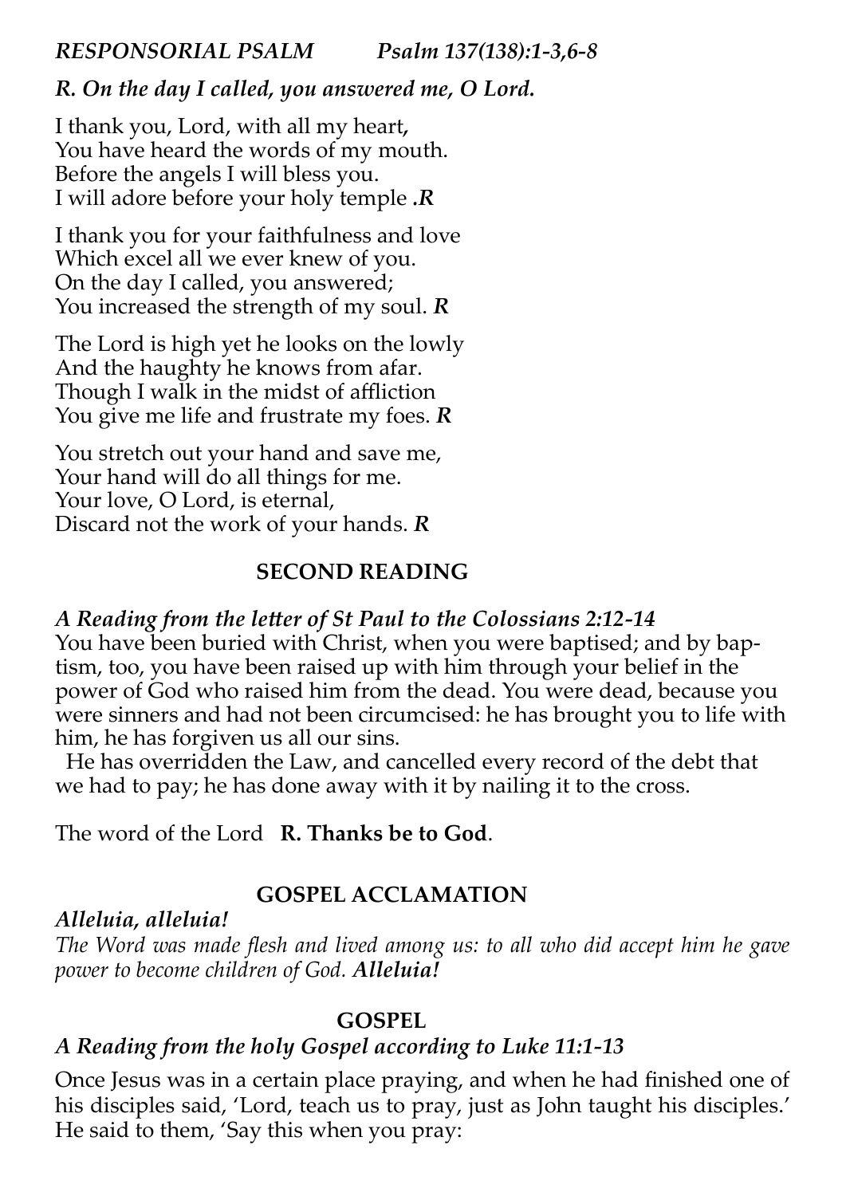***RESPONSORIAL PSALM*** ***Psalm 137(138):1-3,6-8***

***R. On the day I called, you answered me, O Lord.***

I thank you, Lord, with all my heart,
You have heard the words of my mouth.
Before the angels I will bless you.
I will adore before your holy temple ***.R***

I thank you for your faithfulness and love
Which excel all we ever knew of you.
On the day I called, you answered;
You increased the strength of my soul. ***R***

The Lord is high yet he looks on the lowly
And the haughty he knows from afar.
Though I walk in the midst of affliction
You give me life and frustrate my foes. ***R***

You stretch out your hand and save me,
Your hand will do all things for me.
Your love, O Lord, is eternal,
Discard not the work of your hands. ***R***

## SECOND READING

***A Reading from the letter of St Paul to the Colossians 2:12-14***
You have been buried with Christ, when you were baptised; and by baptism, too, you have been raised up with him through your belief in the power of God who raised him from the dead. You were dead, because you were sinners and had not been circumcised: he has brought you to life with him, he has forgiven us all our sins.

He has overridden the Law, and cancelled every record of the debt that we had to pay; he has done away with it by nailing it to the cross.

The word of the Lord **R. Thanks be to God**.

## GOSPEL ACCLAMATION

***Alleluia, alleluia!***
*The Word was made flesh and lived among us: to all who did accept him he gave power to become children of God.* ***Alleluia!***

## GOSPEL

***A Reading from the holy Gospel according to Luke 11:1-13***

Once Jesus was in a certain place praying, and when he had finished one of his disciples said, 'Lord, teach us to pray, just as John taught his disciples.' He said to them, 'Say this when you pray: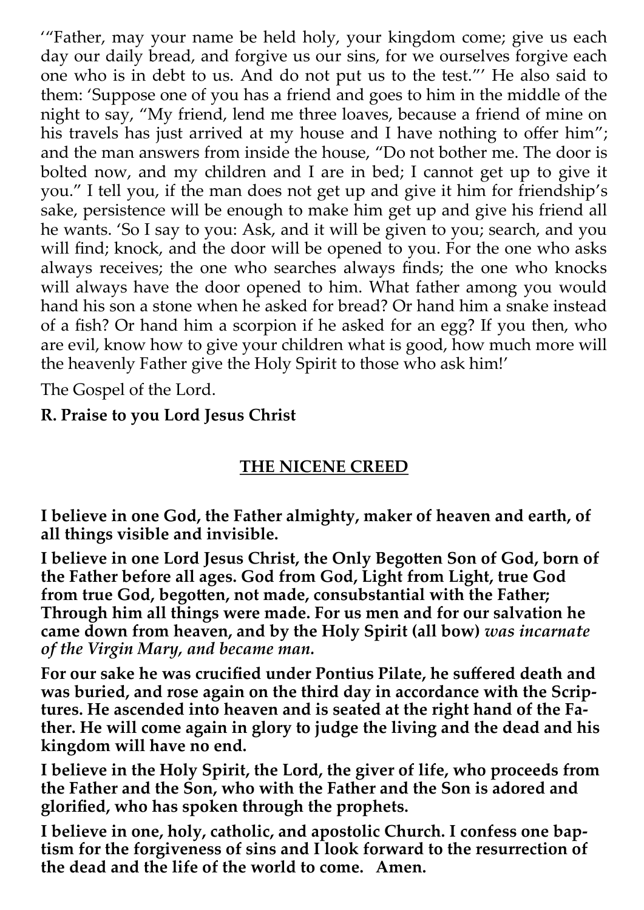'"Father, may your name be held holy, your kingdom come; give us each day our daily bread, and forgive us our sins, for we ourselves forgive each one who is in debt to us. And do not put us to the test."' He also said to them: 'Suppose one of you has a friend and goes to him in the middle of the night to say, "My friend, lend me three loaves, because a friend of mine on his travels has just arrived at my house and I have nothing to offer him"; and the man answers from inside the house, "Do not bother me. The door is bolted now, and my children and I are in bed; I cannot get up to give it you." I tell you, if the man does not get up and give it him for friendship's sake, persistence will be enough to make him get up and give his friend all he wants. 'So I say to you: Ask, and it will be given to you; search, and you will find; knock, and the door will be opened to you. For the one who asks always receives; the one who searches always finds; the one who knocks will always have the door opened to him. What father among you would hand his son a stone when he asked for bread? Or hand him a snake instead of a fish? Or hand him a scorpion if he asked for an egg? If you then, who are evil, know how to give your children what is good, how much more will the heavenly Father give the Holy Spirit to those who ask him!'

The Gospel of the Lord.

**R. Praise to you Lord Jesus Christ**

## THE NICENE CREED

**I believe in one God, the Father almighty, maker of heaven and earth, of all things visible and invisible.**

**I believe in one Lord Jesus Christ, the Only Begotten Son of God, born of the Father before all ages. God from God, Light from Light, true God from true God, begotten, not made, consubstantial with the Father; Through him all things were made. For us men and for our salvation he came down from heaven, and by the Holy Spirit (all bow)** ***was incarnate of the Virgin Mary, and became man.***

**For our sake he was crucified under Pontius Pilate, he suffered death and was buried, and rose again on the third day in accordance with the Scriptures. He ascended into heaven and is seated at the right hand of the Father. He will come again in glory to judge the living and the dead and his kingdom will have no end.**

**I believe in the Holy Spirit, the Lord, the giver of life, who proceeds from the Father and the Son, who with the Father and the Son is adored and glorified, who has spoken through the prophets.**

**I believe in one, holy, catholic, and apostolic Church. I confess one baptism for the forgiveness of sins and I look forward to the resurrection of the dead and the life of the world to come. Amen.**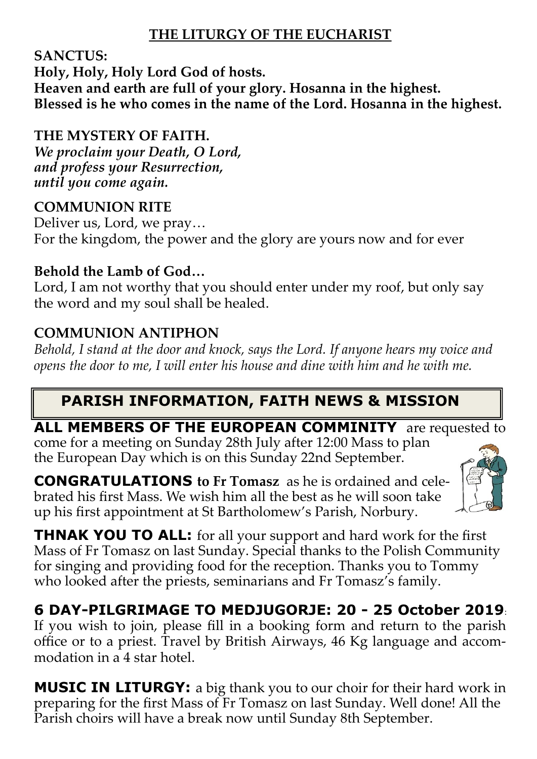## THE LITURGY OF THE EUCHARIST

**SANCTUS:**
**Holy, Holy, Holy Lord God of hosts.**
**Heaven and earth are full of your glory. Hosanna in the highest.**
**Blessed is he who comes in the name of the Lord. Hosanna in the highest.**

**THE MYSTERY OF FAITH.**
***We proclaim your Death, O Lord,***
***and profess your Resurrection,***
***until you come again.***

**COMMUNION RITE**
Deliver us, Lord, we pray…
For the kingdom, the power and the glory are yours now and for ever

**Behold the Lamb of God…**
Lord, I am not worthy that you should enter under my roof, but only say the word and my soul shall be healed.

**COMMUNION ANTIPHON**
*Behold, I stand at the door and knock, says the Lord. If anyone hears my voice and opens the door to me, I will enter his house and dine with him and he with me.*

## PARISH INFORMATION, FAITH NEWS & MISSION

**ALL MEMBERS OF THE EUROPEAN COMMINITY** are requested to come for a meeting on Sunday 28th July after 12:00 Mass to plan the European Day which is on this Sunday 22nd September.

**CONGRATULATIONS to Fr Tomasz** as he is ordained and celebrated his first Mass. We wish him all the best as he will soon take up his first appointment at St Bartholomew's Parish, Norbury.

**THNAK YOU TO ALL:** for all your support and hard work for the first Mass of Fr Tomasz on last Sunday. Special thanks to the Polish Community for singing and providing food for the reception. Thanks you to Tommy who looked after the priests, seminarians and Fr Tomasz's family.

**6 DAY-PILGRIMAGE TO MEDJUGORJE: 20 - 25 October 2019**:
If you wish to join, please fill in a booking form and return to the parish office or to a priest. Travel by British Airways, 46 Kg language and accommodation in a 4 star hotel.

**MUSIC IN LITURGY:** a big thank you to our choir for their hard work in preparing for the first Mass of Fr Tomasz on last Sunday. Well done! All the Parish choirs will have a break now until Sunday 8th September.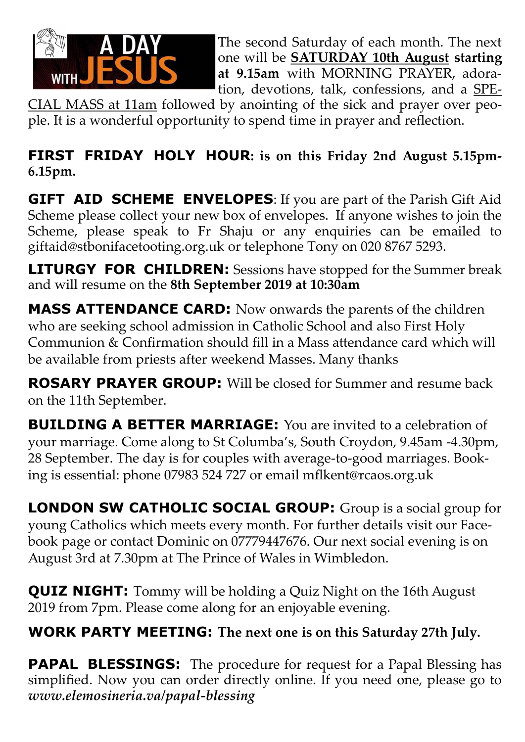A DAY WITH JESUS

The second Saturday of each month. The next one will be **SATURDAY 10th August starting at 9.15am** with MORNING PRAYER, adoration, devotions, talk, confessions, and a SPECIAL MASS at 11am followed by anointing of the sick and prayer over people. It is a wonderful opportunity to spend time in prayer and reflection.

**FIRST FRIDAY HOLY HOUR: is on this Friday 2nd August 5.15pm-6.15pm.**

**GIFT AID SCHEME ENVELOPES**: If you are part of the Parish Gift Aid Scheme please collect your new box of envelopes. If anyone wishes to join the Scheme, please speak to Fr Shaju or any enquiries can be emailed to giftaid@stbonifacetooting.org.uk or telephone Tony on 020 8767 5293.

**LITURGY FOR CHILDREN:** Sessions have stopped for the Summer break and will resume on the **8th September 2019 at 10:30am**

**MASS ATTENDANCE CARD:** Now onwards the parents of the children who are seeking school admission in Catholic School and also First Holy Communion & Confirmation should fill in a Mass attendance card which will be available from priests after weekend Masses. Many thanks

**ROSARY PRAYER GROUP:** Will be closed for Summer and resume back on the 11th September.

**BUILDING A BETTER MARRIAGE:** You are invited to a celebration of your marriage. Come along to St Columba's, South Croydon, 9.45am -4.30pm, 28 September. The day is for couples with average-to-good marriages. Booking is essential: phone 07983 524 727 or email mflkent@rcaos.org.uk

**LONDON SW CATHOLIC SOCIAL GROUP:** Group is a social group for young Catholics which meets every month. For further details visit our Facebook page or contact Dominic on 07779447676. Our next social evening is on August 3rd at 7.30pm at The Prince of Wales in Wimbledon.

**QUIZ NIGHT:** Tommy will be holding a Quiz Night on the 16th August 2019 from 7pm. Please come along for an enjoyable evening.

**WORK PARTY MEETING: The next one is on this Saturday 27th July.**

**PAPAL BLESSINGS:** The procedure for request for a Papal Blessing has simplified. Now you can order directly online. If you need one, please go to ***www.elemosineria.va/papal-blessing***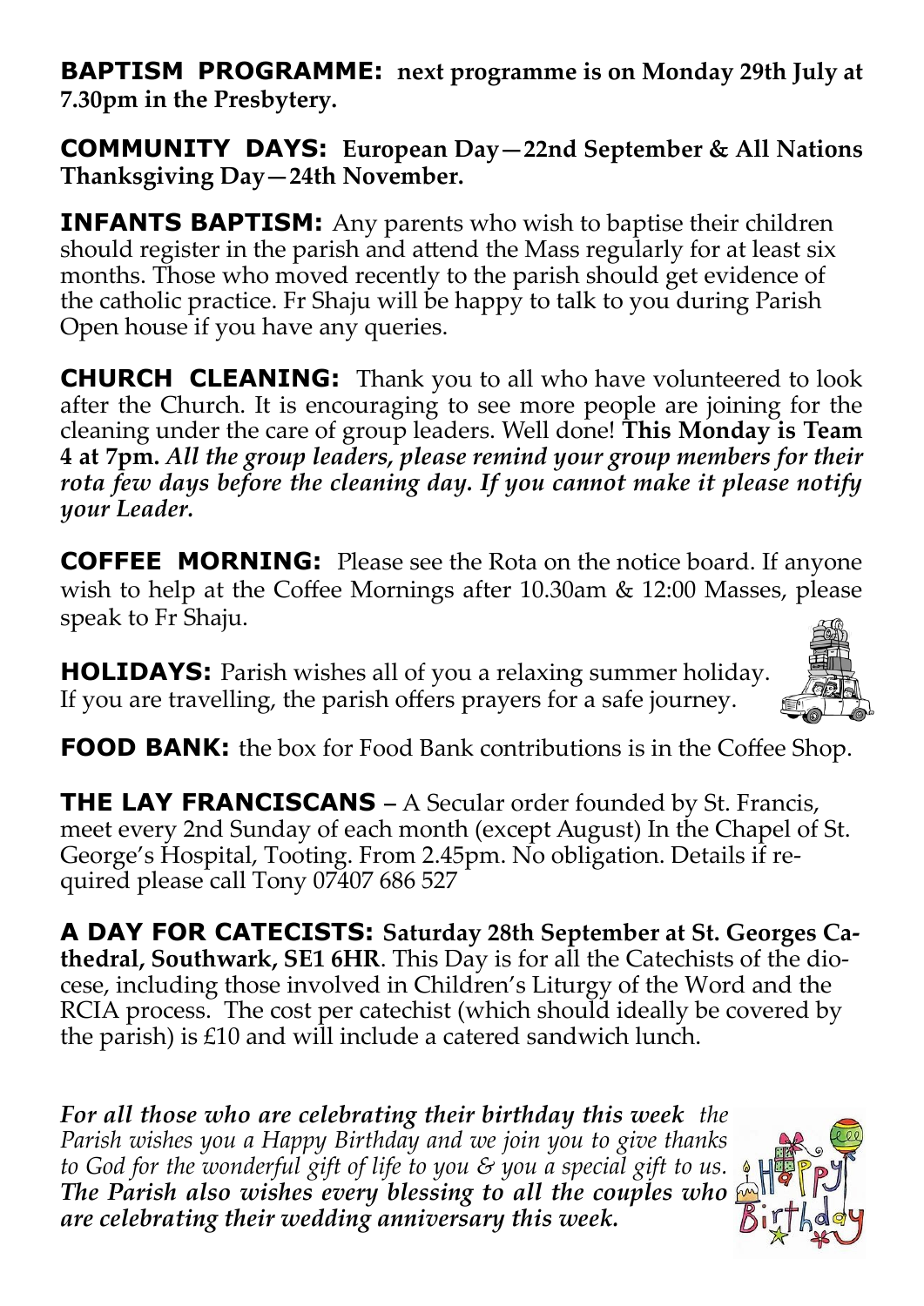**BAPTISM PROGRAMME: next programme is on Monday 29th July at 7.30pm in the Presbytery.**

**COMMUNITY DAYS: European Day—22nd September & All Nations Thanksgiving Day—24th November.**

**INFANTS BAPTISM:** Any parents who wish to baptise their children should register in the parish and attend the Mass regularly for at least six months. Those who moved recently to the parish should get evidence of the catholic practice. Fr Shaju will be happy to talk to you during Parish Open house if you have any queries.

**CHURCH CLEANING:** Thank you to all who have volunteered to look after the Church. It is encouraging to see more people are joining for the cleaning under the care of group leaders. Well done! **This Monday is Team 4 at 7pm.** ***All the group leaders, please remind your group members for their rota few days before the cleaning day. If you cannot make it please notify your Leader.***

**COFFEE MORNING:** Please see the Rota on the notice board. If anyone wish to help at the Coffee Mornings after 10.30am & 12:00 Masses, please speak to Fr Shaju.

**HOLIDAYS:** Parish wishes all of you a relaxing summer holiday. If you are travelling, the parish offers prayers for a safe journey.

**FOOD BANK:** the box for Food Bank contributions is in the Coffee Shop.

**THE LAY FRANCISCANS** – A Secular order founded by St. Francis, meet every 2nd Sunday of each month (except August) In the Chapel of St. George's Hospital, Tooting. From 2.45pm. No obligation. Details if required please call Tony 07407 686 527

**A DAY FOR CATECISTS: Saturday 28th September at St. Georges Cathedral, Southwark, SE1 6HR**. This Day is for all the Catechists of the diocese, including those involved in Children's Liturgy of the Word and the RCIA process. The cost per catechist (which should ideally be covered by the parish) is £10 and will include a catered sandwich lunch.

***For all those who are celebrating their birthday this week*** *the Parish wishes you a Happy Birthday and we join you to give thanks to God for the wonderful gift of life to you & you a special gift to us.* ***The Parish also wishes every blessing to all the couples who are celebrating their wedding anniversary this week.***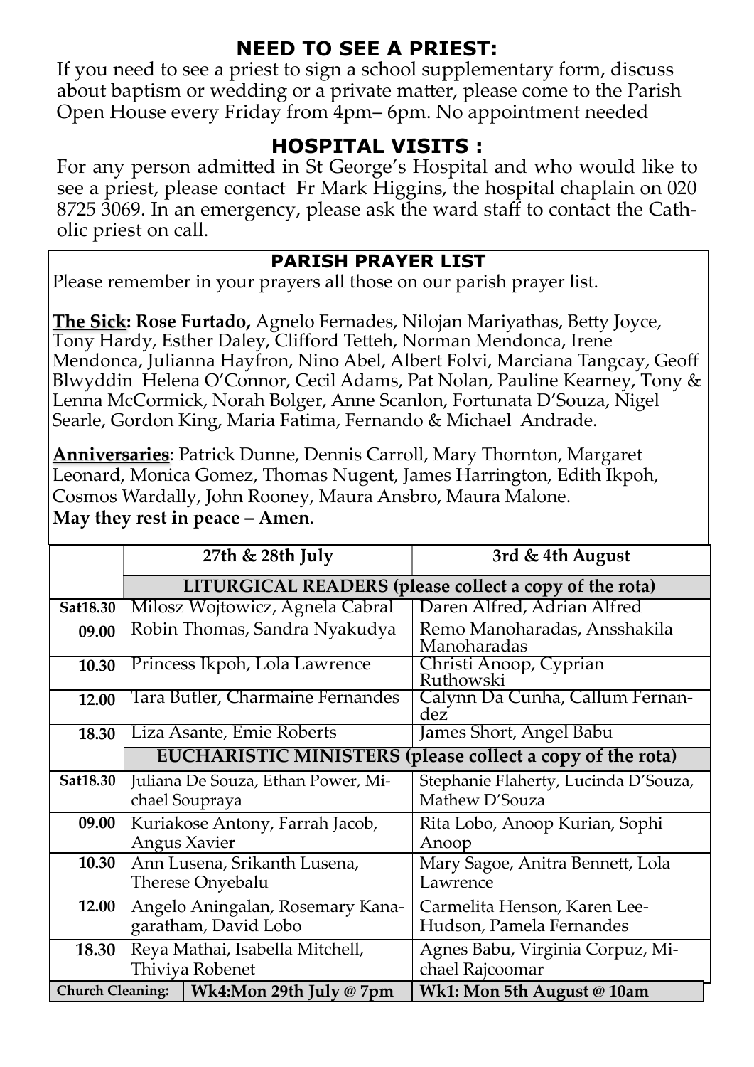## NEED TO SEE A PRIEST:

If you need to see a priest to sign a school supplementary form, discuss about baptism or wedding or a private matter, please come to the Parish Open House every Friday from 4pm– 6pm. No appointment needed

## HOSPITAL VISITS :

For any person admitted in St George's Hospital and who would like to see a priest, please contact Fr Mark Higgins, the hospital chaplain on 020 8725 3069. In an emergency, please ask the ward staff to contact the Catholic priest on call.

### PARISH PRAYER LIST

Please remember in your prayers all those on our parish prayer list.

**The Sick: Rose Furtado,** Agnelo Fernades, Nilojan Mariyathas, Betty Joyce, Tony Hardy, Esther Daley, Clifford Tetteh, Norman Mendonca, Irene Mendonca, Julianna Hayfron, Nino Abel, Albert Folvi, Marciana Tangcay, Geoff Blwyddin Helena O'Connor, Cecil Adams, Pat Nolan, Pauline Kearney, Tony & Lenna McCormick, Norah Bolger, Anne Scanlon, Fortunata D'Souza, Nigel Searle, Gordon King, Maria Fatima, Fernando & Michael Andrade.

**Anniversaries**: Patrick Dunne, Dennis Carroll, Mary Thornton, Margaret Leonard, Monica Gomez, Thomas Nugent, James Harrington, Edith Ikpoh, Cosmos Wardally, John Rooney, Maura Ansbro, Maura Malone.
**May they rest in peace – Amen**.

| | 27th & 28th July | 3rd & 4th August |
|---|---|---|
| | **LITURGICAL READERS (please collect a copy of the rota)** | |
| **Sat18.30** | Milosz Wojtowicz, Agnela Cabral | Daren Alfred, Adrian Alfred |
| **09.00** | Robin Thomas, Sandra Nyakudya | Remo Manoharadas, Ansshakila Manoharadas |
| **10.30** | Princess Ikpoh, Lola Lawrence | Christi Anoop, Cyprian Ruthowski |
| **12.00** | Tara Butler, Charmaine Fernandes | Calynn Da Cunha, Callum Fernandez |
| **18.30** | Liza Asante, Emie Roberts | James Short, Angel Babu |
| | **EUCHARISTIC MINISTERS (please collect a copy of the rota)** | |
| **Sat18.30** | Juliana De Souza, Ethan Power, Michael Soupraya | Stephanie Flaherty, Lucinda D'Souza, Mathew D'Souza |
| **09.00** | Kuriakose Antony, Farrah Jacob, Angus Xavier | Rita Lobo, Anoop Kurian, Sophi Anoop |
| **10.30** | Ann Lusena, Srikanth Lusena, Therese Onyebalu | Mary Sagoe, Anitra Bennett, Lola Lawrence |
| **12.00** | Angelo Aningalan, Rosemary Kanagaratham, David Lobo | Carmelita Henson, Karen Lee-Hudson, Pamela Fernandes |
| **18.30** | Reya Mathai, Isabella Mitchell, Thiviya Robenet | Agnes Babu, Virginia Corpuz, Michael Rajcoomar |
| **Church Cleaning:** | **Wk4:Mon 29th July @ 7pm** | **Wk1: Mon 5th August @ 10am** |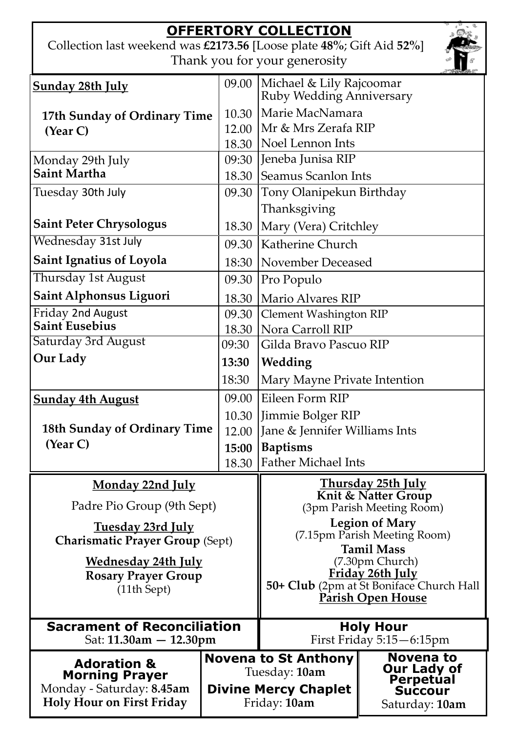## OFFERTORY COLLECTION

Collection last weekend was **£2173.56** [Loose plate **48%**; Gift Aid **52%**]
Thank you for your generosity

| | | |
|---|---|---|
| **Sunday 28th July** <br> **17th Sunday of Ordinary Time (Year C)** | 09.00 | Michael & Lily Rajcoomar Ruby Wedding Anniversary |
| | 10.30 | Marie MacNamara |
| | 12.00 | Mr & Mrs Zerafa RIP |
| | 18.30 | Noel Lennon Ints |
| Monday 29th July <br> **Saint Martha** | 09:30 | Jeneba Junisa RIP |
| | 18.30 | Seamus Scanlon Ints |
| Tuesday 30th July <br> **Saint Peter Chrysologus** | 09.30 | Tony Olanipekun Birthday Thanksgiving |
| | 18.30 | Mary (Vera) Critchley |
| Wednesday 31st July <br> **Saint Ignatius of Loyola** | 09.30 | Katherine Church |
| | 18:30 | November Deceased |
| Thursday 1st August <br> **Saint Alphonsus Liguori** | 09.30 | Pro Populo |
| | 18.30 | Mario Alvares RIP |
| Friday 2nd August <br> **Saint Eusebius** | 09.30 | Clement Washington RIP |
| | 18.30 | Nora Carroll RIP |
| Saturday 3rd August <br> **Our Lady** | 09:30 | Gilda Bravo Pascuo RIP |
| | **13:30** | **Wedding** |
| | 18:30 | Mary Mayne Private Intention |
| **Sunday 4th August** <br> **18th Sunday of Ordinary Time (Year C)** | 09.00 | Eileen Form RIP |
| | 10.30 | Jimmie Bolger RIP |
| | 12.00 | Jane & Jennifer Williams Ints |
| | **15:00** | **Baptisms** |
| | 18.30 | Father Michael Ints |

**Monday 22nd July**
Padre Pio Group (9th Sept)

**Tuesday 23rd July**
**Charismatic Prayer Group** (Sept)

**Wednesday 24th July**
**Rosary Prayer Group** (11th Sept)

**Thursday 25th July**
**Knit & Natter Group** (3pm Parish Meeting Room)
**Legion of Mary** (7.15pm Parish Meeting Room)
**Tamil Mass** (7.30pm Church)

**Friday 26th July**
**50+ Club** (2pm at St Boniface Church Hall
**Parish Open House**

**Sacrament of Reconciliation**
Sat: **11.30am — 12.30pm**

**Holy Hour**
First Friday 5:15—6:15pm

**Adoration & Morning Prayer**
Monday - Saturday: **8.45am**
**Holy Hour on First Friday**

**Novena to St Anthony**
Tuesday: **10am**

**Divine Mercy Chaplet**
Friday: **10am**

**Novena to Our Lady of Perpetual Succour**
Saturday: **10am**